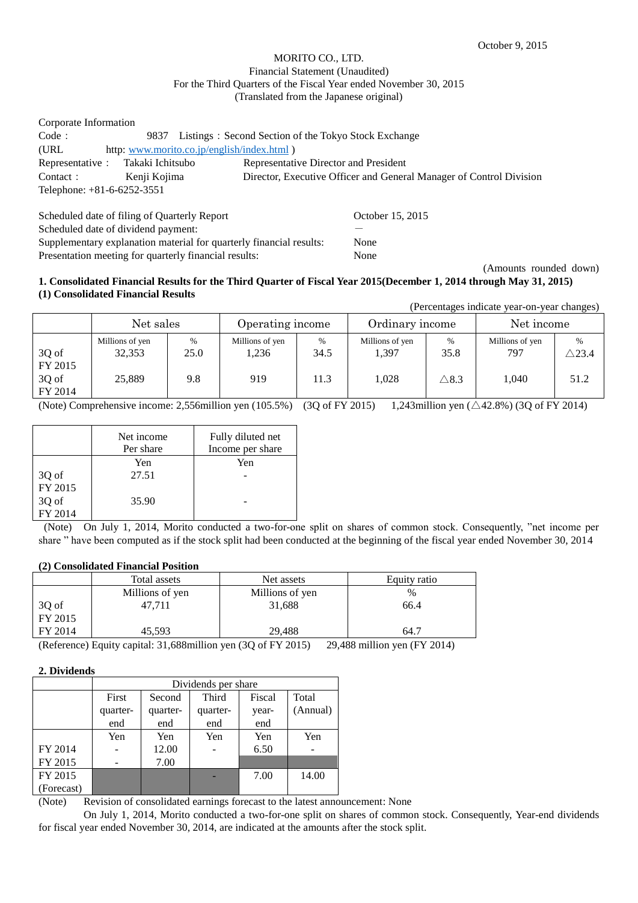October 9, 2015

MORITO CO., LTD.
Financial Statement (Unaudited)
For the Third Quarters of the Fiscal Year ended November 30, 2015
(Translated from the Japanese original)

Corporate Information
Code： 9837 Listings：Second Section of the Tokyo Stock Exchange
(URL http: www.morito.co.jp/english/index.html )
Representative： Takaki Ichitsubo Representative Director and President
Contact： Kenji Kojima Director, Executive Officer and General Manager of Control Division
Telephone: +81-6-6252-3551

Scheduled date of filing of Quarterly Report: October 15, 2015
Scheduled date of dividend payment: ―
Supplementary explanation material for quarterly financial results: None
Presentation meeting for quarterly financial results: None

(Amounts rounded down)

**1. Consolidated Financial Results for the Third Quarter of Fiscal Year 2015(December 1, 2014 through May 31, 2015)**
**(1) Consolidated Financial Results**

(Percentages indicate year-on-year changes)

| | Net sales | | Operating income | | Ordinary income | | Net income | |
|---|---|---|---|---|---|---|---|---|
| | Millions of yen | % | Millions of yen | % | Millions of yen | % | Millions of yen | % |
| 3Q of FY 2015 | 32,353 | 25.0 | 1,236 | 34.5 | 1,397 | 35.8 | 797 | △23.4 |
| 3Q of FY 2014 | 25,889 | 9.8 | 919 | 11.3 | 1,028 | △8.3 | 1,040 | 51.2 |

(Note) Comprehensive income: 2,556million yen (105.5%) (3Q of FY 2015) 1,243million yen (△42.8%) (3Q of FY 2014)

| | Net income Per share | Fully diluted net Income per share |
|---|---|---|
| | Yen | Yen |
| 3Q of FY 2015 | 27.51 | - |
| 3Q of FY 2014 | 35.90 | - |

(Note) On July 1, 2014, Morito conducted a two-for-one split on shares of common stock. Consequently, "net income per share " have been computed as if the stock split had been conducted at the beginning of the fiscal year ended November 30, 2014

**(2) Consolidated Financial Position**

| | Total assets | Net assets | Equity ratio |
|---|---|---|---|
| | Millions of yen | Millions of yen | % |
| 3Q of FY 2015 | 47,711 | 31,688 | 66.4 |
| FY 2014 | 45,593 | 29,488 | 64.7 |

(Reference) Equity capital: 31,688million yen (3Q of FY 2015) 29,488 million yen (FY 2014)

**2. Dividends**

| | Dividends per share | | | | |
|---|---|---|---|---|---|
| | First quarter-end | Second quarter-end | Third quarter-end | Fiscal year-end | Total (Annual) |
| | Yen | Yen | Yen | Yen | Yen |
| FY 2014 | - | 12.00 | - | 6.50 | - |
| FY 2015 | - | 7.00 | | | |
| FY 2015 (Forecast) | | | - | 7.00 | 14.00 |

(Note) Revision of consolidated earnings forecast to the latest announcement: None

On July 1, 2014, Morito conducted a two-for-one split on shares of common stock. Consequently, Year-end dividends for fiscal year ended November 30, 2014, are indicated at the amounts after the stock split.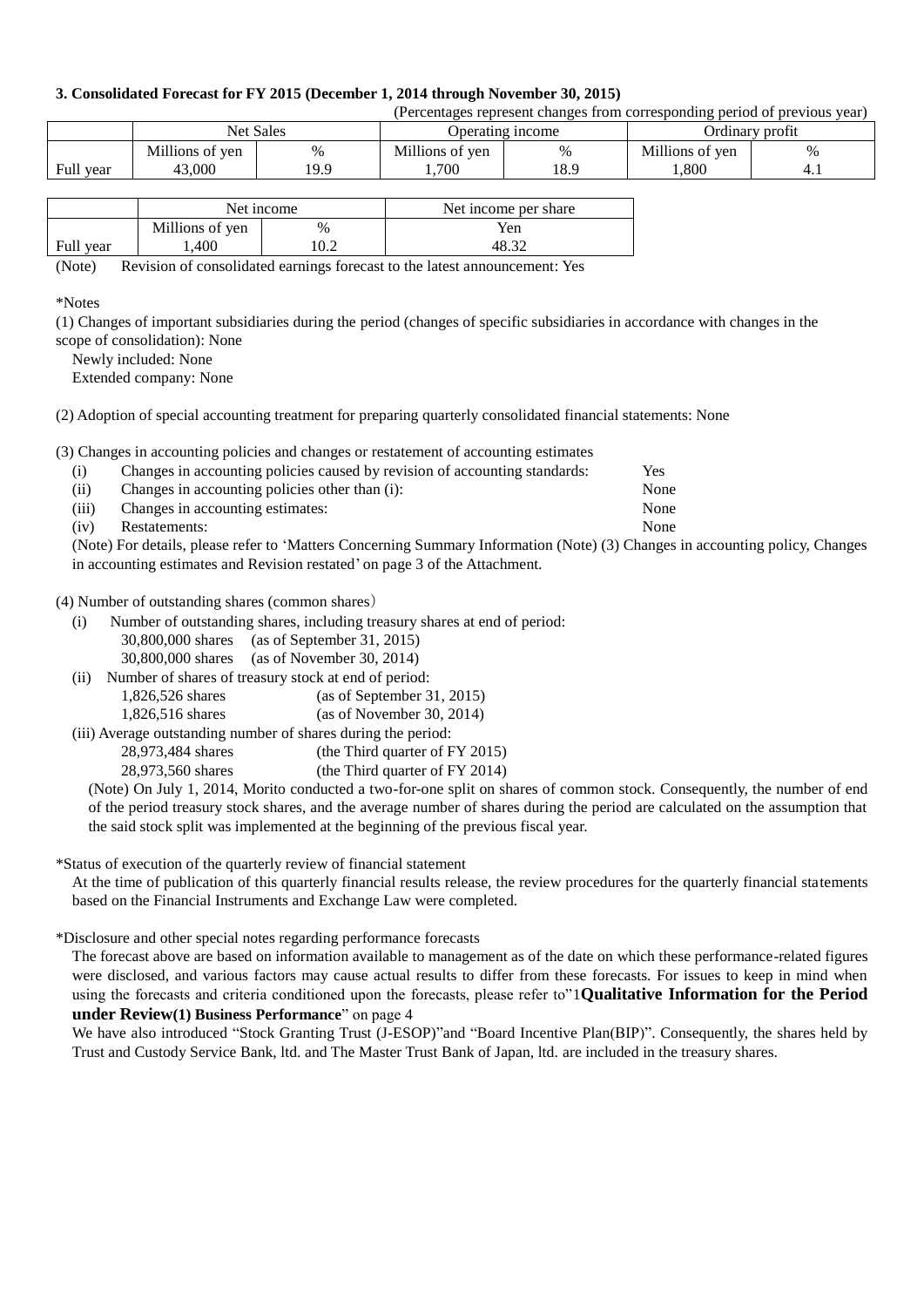**3. Consolidated Forecast for FY 2015 (December 1, 2014 through November 30, 2015)**

(Percentages represent changes from corresponding period of previous year)

| | Net Sales | | Operating income | | Ordinary profit | |
|---|---|---|---|---|---|---|
| | Millions of yen | % | Millions of yen | % | Millions of yen | % |
| Full year | 43,000 | 19.9 | 1,700 | 18.9 | 1,800 | 4.1 |

| | Net income | | Net income per share |
|---|---|---|---|
| | Millions of yen | % | Yen |
| Full year | 1,400 | 10.2 | 48.32 |

(Note) Revision of consolidated earnings forecast to the latest announcement: Yes

*Notes

(1) Changes of important subsidiaries during the period (changes of specific subsidiaries in accordance with changes in the scope of consolidation): None

Newly included: None

Extended company: None

(2) Adoption of special accounting treatment for preparing quarterly consolidated financial statements: None

(3) Changes in accounting policies and changes or restatement of accounting estimates

(i) Changes in accounting policies caused by revision of accounting standards: Yes

(ii) Changes in accounting policies other than (i): None

(iii) Changes in accounting estimates: None

(iv) Restatements: None

(Note) For details, please refer to 'Matters Concerning Summary Information (Note) (3) Changes in accounting policy, Changes in accounting estimates and Revision restated' on page 3 of the Attachment.

(4) Number of outstanding shares (common shares)

(i) Number of outstanding shares, including treasury shares at end of period:

30,800,000 shares (as of September 31, 2015)

30,800,000 shares (as of November 30, 2014)

(ii) Number of shares of treasury stock at end of period:

1,826,526 shares (as of September 31, 2015)

1,826,516 shares (as of November 30, 2014)

(iii) Average outstanding number of shares during the period:

28,973,484 shares (the Third quarter of FY 2015)

28,973,560 shares (the Third quarter of FY 2014)

(Note) On July 1, 2014, Morito conducted a two-for-one split on shares of common stock. Consequently, the number of end of the period treasury stock shares, and the average number of shares during the period are calculated on the assumption that the said stock split was implemented at the beginning of the previous fiscal year.

*Status of execution of the quarterly review of financial statement

At the time of publication of this quarterly financial results release, the review procedures for the quarterly financial statements based on the Financial Instruments and Exchange Law were completed.

*Disclosure and other special notes regarding performance forecasts

The forecast above are based on information available to management as of the date on which these performance-related figures were disclosed, and various factors may cause actual results to differ from these forecasts. For issues to keep in mind when using the forecasts and criteria conditioned upon the forecasts, please refer to"1**Qualitative Information for the Period under Review(1) Business Performance**" on page 4

We have also introduced "Stock Granting Trust (J-ESOP)"and "Board Incentive Plan(BIP)". Consequently, the shares held by Trust and Custody Service Bank, ltd. and The Master Trust Bank of Japan, ltd. are included in the treasury shares.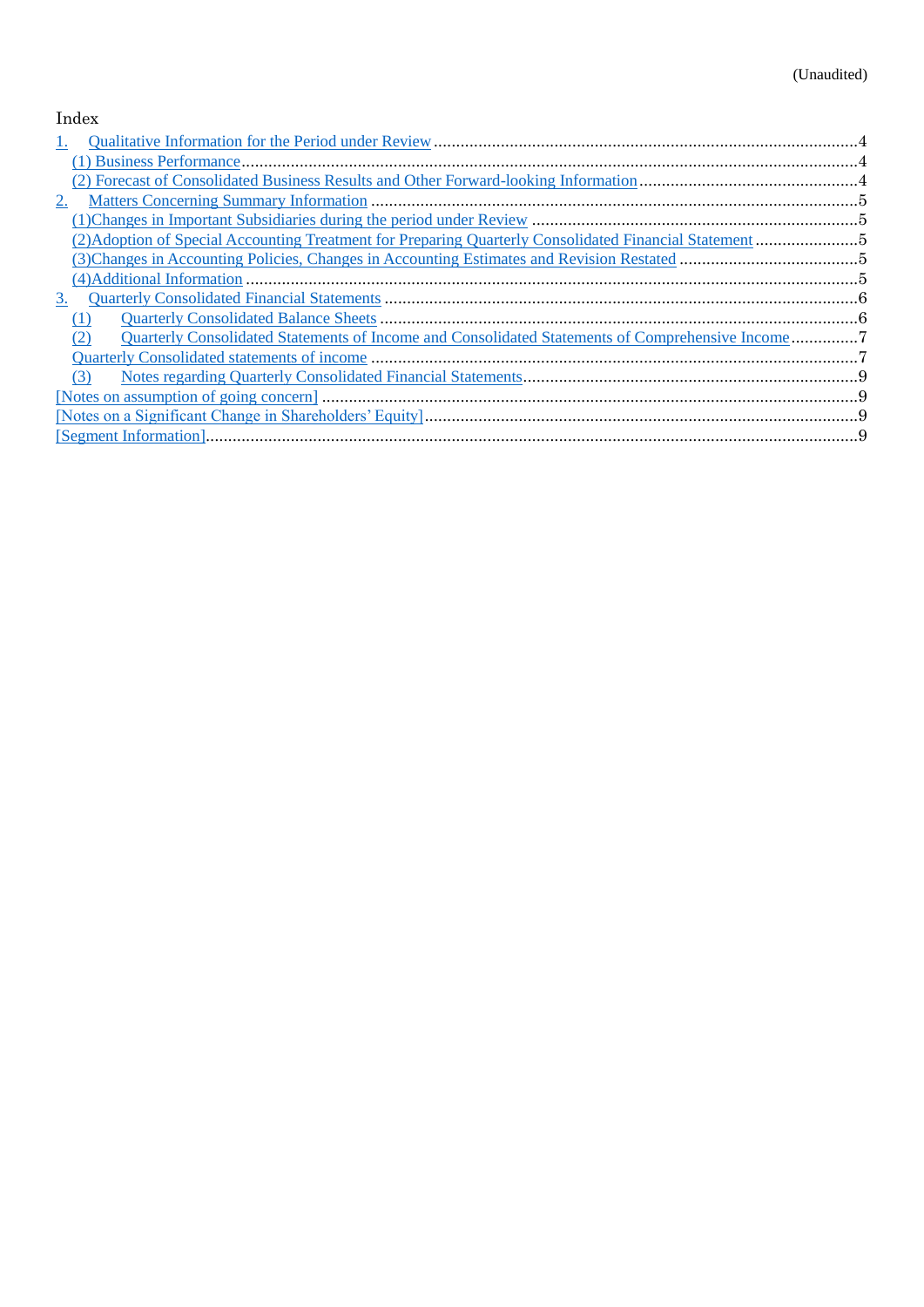(Unaudited)

Index

1. Qualitative Information for the Period under Review ....4
   - (1) Business Performance ....4
   - (2) Forecast of Consolidated Business Results and Other Forward-looking Information ....4
2. Matters Concerning Summary Information ....5
   - (1)Changes in Important Subsidiaries during the period under Review ....5
   - (2)Adoption of Special Accounting Treatment for Preparing Quarterly Consolidated Financial Statement ....5
   - (3)Changes in Accounting Policies, Changes in Accounting Estimates and Revision Restated ....5
   - (4)Additional Information ....5
3. Quarterly Consolidated Financial Statements ....6
   - (1) Quarterly Consolidated Balance Sheets ....6
   - (2) Quarterly Consolidated Statements of Income and Consolidated Statements of Comprehensive Income ....7
   - Quarterly Consolidated statements of income ....7
   - (3) Notes regarding Quarterly Consolidated Financial Statements ....9

[Notes on assumption of going concern] ....9

[Notes on a Significant Change in Shareholders' Equity] ....9

[Segment Information] ....9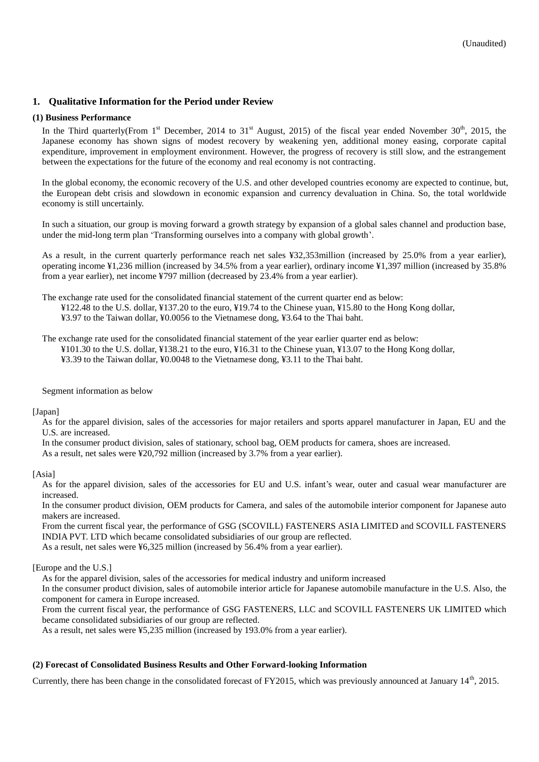(Unaudited)

## 1. Qualitative Information for the Period under Review

### (1) Business Performance

In the Third quarterly(From 1st December, 2014 to 31st August, 2015) of the fiscal year ended November 30th, 2015, the Japanese economy has shown signs of modest recovery by weakening yen, additional money easing, corporate capital expenditure, improvement in employment environment. However, the progress of recovery is still slow, and the estrangement between the expectations for the future of the economy and real economy is not contracting.

In the global economy, the economic recovery of the U.S. and other developed countries economy are expected to continue, but, the European debt crisis and slowdown in economic expansion and currency devaluation in China. So, the total worldwide economy is still uncertainly.

In such a situation, our group is moving forward a growth strategy by expansion of a global sales channel and production base, under the mid-long term plan 'Transforming ourselves into a company with global growth'.

As a result, in the current quarterly performance reach net sales ¥32,353million (increased by 25.0% from a year earlier), operating income ¥1,236 million (increased by 34.5% from a year earlier), ordinary income ¥1,397 million (increased by 35.8% from a year earlier), net income ¥797 million (decreased by 23.4% from a year earlier).

The exchange rate used for the consolidated financial statement of the current quarter end as below:
¥122.48 to the U.S. dollar, ¥137.20 to the euro, ¥19.74 to the Chinese yuan, ¥15.80 to the Hong Kong dollar, ¥3.97 to the Taiwan dollar, ¥0.0056 to the Vietnamese dong, ¥3.64 to the Thai baht.

The exchange rate used for the consolidated financial statement of the year earlier quarter end as below:
¥101.30 to the U.S. dollar, ¥138.21 to the euro, ¥16.31 to the Chinese yuan, ¥13.07 to the Hong Kong dollar, ¥3.39 to the Taiwan dollar, ¥0.0048 to the Vietnamese dong, ¥3.11 to the Thai baht.

Segment information as below

[Japan]

As for the apparel division, sales of the accessories for major retailers and sports apparel manufacturer in Japan, EU and the U.S. are increased.
In the consumer product division, sales of stationary, school bag, OEM products for camera, shoes are increased.
As a result, net sales were ¥20,792 million (increased by 3.7% from a year earlier).

[Asia]

As for the apparel division, sales of the accessories for EU and U.S. infant's wear, outer and casual wear manufacturer are increased.
In the consumer product division, OEM products for Camera, and sales of the automobile interior component for Japanese auto makers are increased.
From the current fiscal year, the performance of GSG (SCOVILL) FASTENERS ASIA LIMITED and SCOVILL FASTENERS INDIA PVT. LTD which became consolidated subsidiaries of our group are reflected.
As a result, net sales were ¥6,325 million (increased by 56.4% from a year earlier).

[Europe and the U.S.]

As for the apparel division, sales of the accessories for medical industry and uniform increased
In the consumer product division, sales of automobile interior article for Japanese automobile manufacture in the U.S. Also, the component for camera in Europe increased.
From the current fiscal year, the performance of GSG FASTENERS, LLC and SCOVILL FASTENERS UK LIMITED which became consolidated subsidiaries of our group are reflected.
As a result, net sales were ¥5,235 million (increased by 193.0% from a year earlier).

### (2) Forecast of Consolidated Business Results and Other Forward-looking Information

Currently, there has been change in the consolidated forecast of FY2015, which was previously announced at January 14th, 2015.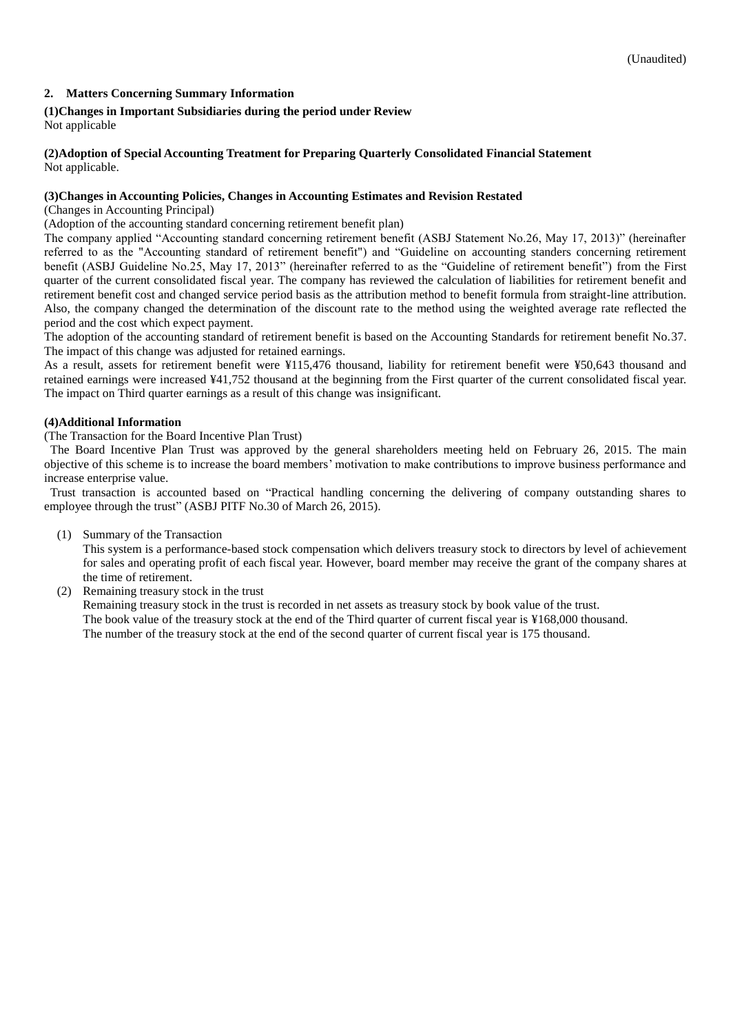(Unaudited)

## 2. Matters Concerning Summary Information

**(1)Changes in Important Subsidiaries during the period under Review**

Not applicable

**(2)Adoption of Special Accounting Treatment for Preparing Quarterly Consolidated Financial Statement**

Not applicable.

**(3)Changes in Accounting Policies, Changes in Accounting Estimates and Revision Restated**

(Changes in Accounting Principal)

(Adoption of the accounting standard concerning retirement benefit plan)

The company applied "Accounting standard concerning retirement benefit (ASBJ Statement No.26, May 17, 2013)" (hereinafter referred to as the "Accounting standard of retirement benefit") and "Guideline on accounting standers concerning retirement benefit (ASBJ Guideline No.25, May 17, 2013" (hereinafter referred to as the "Guideline of retirement benefit") from the First quarter of the current consolidated fiscal year. The company has reviewed the calculation of liabilities for retirement benefit and retirement benefit cost and changed service period basis as the attribution method to benefit formula from straight-line attribution. Also, the company changed the determination of the discount rate to the method using the weighted average rate reflected the period and the cost which expect payment.

The adoption of the accounting standard of retirement benefit is based on the Accounting Standards for retirement benefit No.37. The impact of this change was adjusted for retained earnings.

As a result, assets for retirement benefit were ¥115,476 thousand, liability for retirement benefit were ¥50,643 thousand and retained earnings were increased ¥41,752 thousand at the beginning from the First quarter of the current consolidated fiscal year. The impact on Third quarter earnings as a result of this change was insignificant.

**(4)Additional Information**

(The Transaction for the Board Incentive Plan Trust)

The Board Incentive Plan Trust was approved by the general shareholders meeting held on February 26, 2015. The main objective of this scheme is to increase the board members' motivation to make contributions to improve business performance and increase enterprise value.

Trust transaction is accounted based on "Practical handling concerning the delivering of company outstanding shares to employee through the trust" (ASBJ PITF No.30 of March 26, 2015).

(1) Summary of the Transaction

This system is a performance-based stock compensation which delivers treasury stock to directors by level of achievement for sales and operating profit of each fiscal year. However, board member may receive the grant of the company shares at the time of retirement.

(2) Remaining treasury stock in the trust

Remaining treasury stock in the trust is recorded in net assets as treasury stock by book value of the trust.
The book value of the treasury stock at the end of the Third quarter of current fiscal year is ¥168,000 thousand.
The number of the treasury stock at the end of the second quarter of current fiscal year is 175 thousand.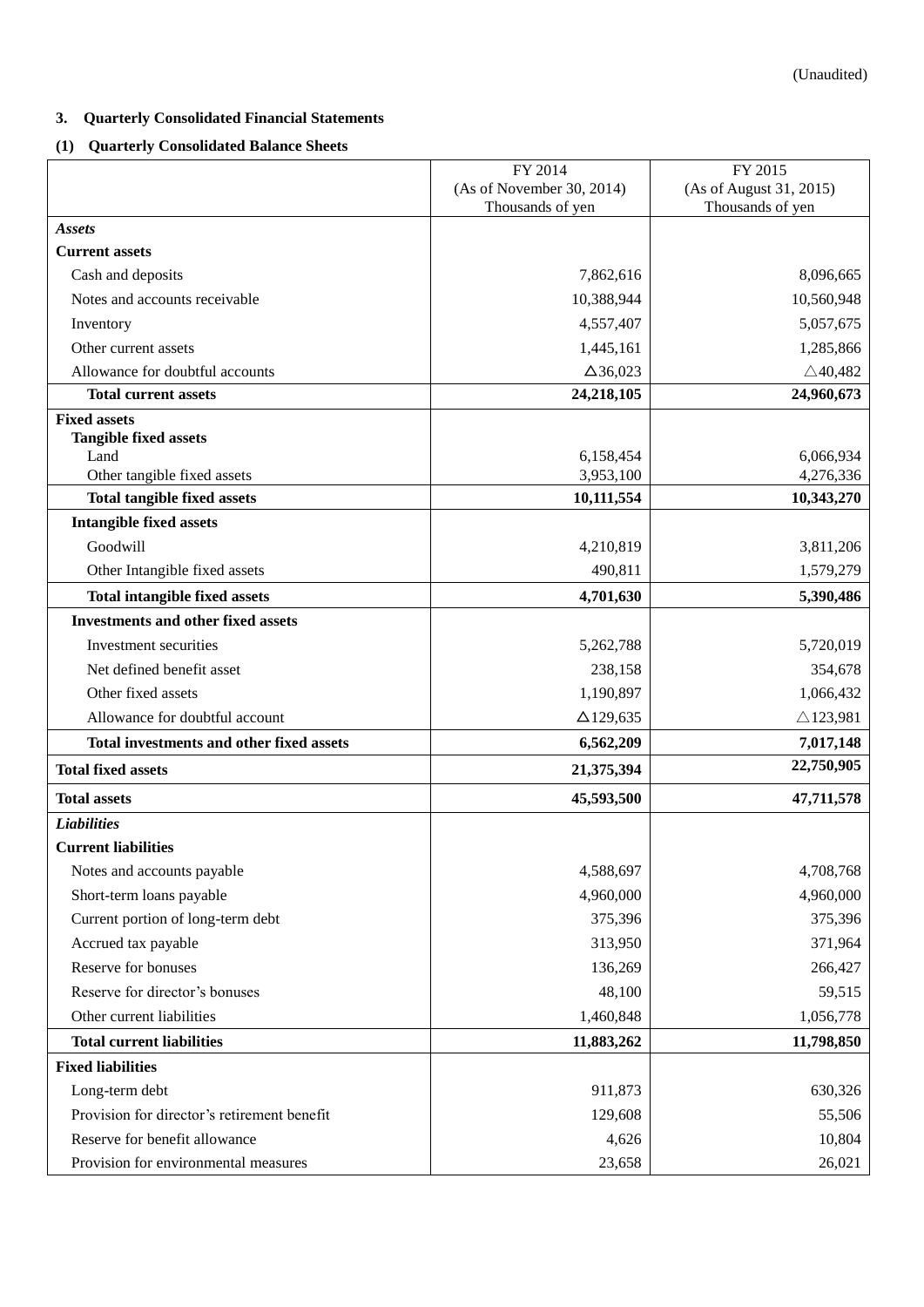(Unaudited)

## 3. Quarterly Consolidated Financial Statements

### (1) Quarterly Consolidated Balance Sheets

| | FY 2014 (As of November 30, 2014) Thousands of yen | FY 2015 (As of August 31, 2015) Thousands of yen |
|---|---|---|
| ***Assets*** | | |
| **Current assets** | | |
| Cash and deposits | 7,862,616 | 8,096,665 |
| Notes and accounts receivable | 10,388,944 | 10,560,948 |
| Inventory | 4,557,407 | 5,057,675 |
| Other current assets | 1,445,161 | 1,285,866 |
| Allowance for doubtful accounts | △36,023 | △40,482 |
| **Total current assets** | **24,218,105** | **24,960,673** |
| **Fixed assets** | | |
| **Tangible fixed assets** | | |
| Land | 6,158,454 | 6,066,934 |
| Other tangible fixed assets | 3,953,100 | 4,276,336 |
| **Total tangible fixed assets** | **10,111,554** | **10,343,270** |
| **Intangible fixed assets** | | |
| Goodwill | 4,210,819 | 3,811,206 |
| Other Intangible fixed assets | 490,811 | 1,579,279 |
| **Total intangible fixed assets** | **4,701,630** | **5,390,486** |
| **Investments and other fixed assets** | | |
| Investment securities | 5,262,788 | 5,720,019 |
| Net defined benefit asset | 238,158 | 354,678 |
| Other fixed assets | 1,190,897 | 1,066,432 |
| Allowance for doubtful account | △129,635 | △123,981 |
| **Total investments and other fixed assets** | **6,562,209** | **7,017,148** |
| **Total fixed assets** | **21,375,394** | **22,750,905** |
| **Total assets** | **45,593,500** | **47,711,578** |
| ***Liabilities*** | | |
| **Current liabilities** | | |
| Notes and accounts payable | 4,588,697 | 4,708,768 |
| Short-term loans payable | 4,960,000 | 4,960,000 |
| Current portion of long-term debt | 375,396 | 375,396 |
| Accrued tax payable | 313,950 | 371,964 |
| Reserve for bonuses | 136,269 | 266,427 |
| Reserve for director's bonuses | 48,100 | 59,515 |
| Other current liabilities | 1,460,848 | 1,056,778 |
| **Total current liabilities** | **11,883,262** | **11,798,850** |
| **Fixed liabilities** | | |
| Long-term debt | 911,873 | 630,326 |
| Provision for director's retirement benefit | 129,608 | 55,506 |
| Reserve for benefit allowance | 4,626 | 10,804 |
| Provision for environmental measures | 23,658 | 26,021 |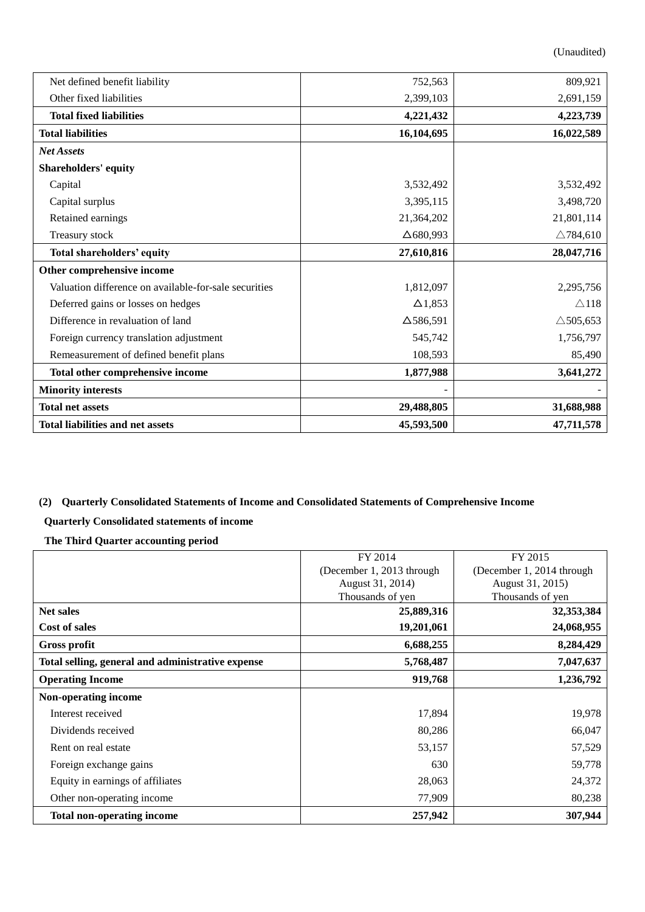(Unaudited)

| | | |
|---|---:|---:|
| Net defined benefit liability | 752,563 | 809,921 |
| Other fixed liabilities | 2,399,103 | 2,691,159 |
| **Total fixed liabilities** | **4,221,432** | **4,223,739** |
| **Total liabilities** | **16,104,695** | **16,022,589** |
| ***Net Assets*** | | |
| **Shareholders' equity** | | |
| Capital | 3,532,492 | 3,532,492 |
| Capital surplus | 3,395,115 | 3,498,720 |
| Retained earnings | 21,364,202 | 21,801,114 |
| Treasury stock | △680,993 | △784,610 |
| **Total shareholders' equity** | **27,610,816** | **28,047,716** |
| **Other comprehensive income** | | |
| Valuation difference on available-for-sale securities | 1,812,097 | 2,295,756 |
| Deferred gains or losses on hedges | △1,853 | △118 |
| Difference in revaluation of land | △586,591 | △505,653 |
| Foreign currency translation adjustment | 545,742 | 1,756,797 |
| Remeasurement of defined benefit plans | 108,593 | 85,490 |
| **Total other comprehensive income** | **1,877,988** | **3,641,272** |
| **Minority interests** | - | - |
| **Total net assets** | **29,488,805** | **31,688,988** |
| **Total liabilities and net assets** | **45,593,500** | **47,711,578** |

**(2) Quarterly Consolidated Statements of Income and Consolidated Statements of Comprehensive Income**

**Quarterly Consolidated statements of income**

**The Third Quarter accounting period**

| | FY 2014 (December 1, 2013 through August 31, 2014) Thousands of yen | FY 2015 (December 1, 2014 through August 31, 2015) Thousands of yen |
|---|---:|---:|
| **Net sales** | **25,889,316** | **32,353,384** |
| **Cost of sales** | **19,201,061** | **24,068,955** |
| **Gross profit** | **6,688,255** | **8,284,429** |
| **Total selling, general and administrative expense** | **5,768,487** | **7,047,637** |
| **Operating Income** | **919,768** | **1,236,792** |
| **Non-operating income** | | |
| Interest received | 17,894 | 19,978 |
| Dividends received | 80,286 | 66,047 |
| Rent on real estate | 53,157 | 57,529 |
| Foreign exchange gains | 630 | 59,778 |
| Equity in earnings of affiliates | 28,063 | 24,372 |
| Other non-operating income | 77,909 | 80,238 |
| **Total non-operating income** | **257,942** | **307,944** |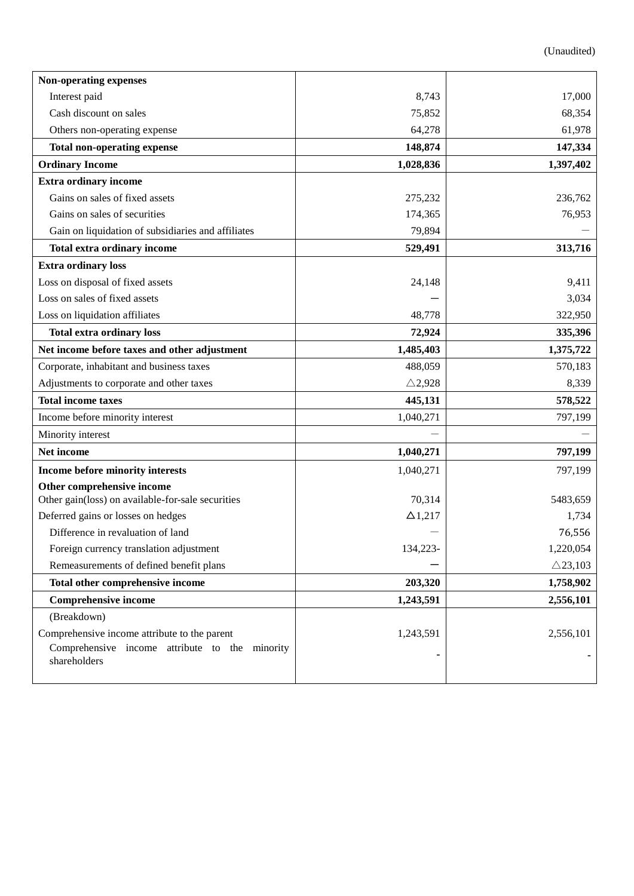(Unaudited)

| | | |
|---|---:|---:|
| **Non-operating expenses** | | |
| Interest paid | 8,743 | 17,000 |
| Cash discount on sales | 75,852 | 68,354 |
| Others non-operating expense | 64,278 | 61,978 |
| **Total non-operating expense** | **148,874** | **147,334** |
| **Ordinary Income** | **1,028,836** | **1,397,402** |
| **Extra ordinary income** | | |
| Gains on sales of fixed assets | 275,232 | 236,762 |
| Gains on sales of securities | 174,365 | 76,953 |
| Gain on liquidation of subsidiaries and affiliates | 79,894 | — |
| **Total extra ordinary income** | **529,491** | **313,716** |
| **Extra ordinary loss** | | |
| Loss on disposal of fixed assets | 24,148 | 9,411 |
| Loss on sales of fixed assets | — | 3,034 |
| Loss on liquidation affiliates | 48,778 | 322,950 |
| **Total extra ordinary loss** | **72,924** | **335,396** |
| **Net income before taxes and other adjustment** | **1,485,403** | **1,375,722** |
| Corporate, inhabitant and business taxes | 488,059 | 570,183 |
| Adjustments to corporate and other taxes | △2,928 | 8,339 |
| **Total income taxes** | **445,131** | **578,522** |
| Income before minority interest | 1,040,271 | 797,199 |
| Minority interest | — | — |
| **Net income** | **1,040,271** | **797,199** |
| **Income before minority interests** | 1,040,271 | 797,199 |
| **Other comprehensive income** | | |
| Other gain(loss) on available-for-sale securities | 70,314 | 5483,659 |
| Deferred gains or losses on hedges | △1,217 | 1,734 |
| Difference in revaluation of land | — | 76,556 |
| Foreign currency translation adjustment | 134,223- | 1,220,054 |
| Remeasurements of defined benefit plans | — | △23,103 |
| **Total other comprehensive income** | **203,320** | **1,758,902** |
| **Comprehensive income** | **1,243,591** | **2,556,101** |
| (Breakdown) | | |
| Comprehensive income attribute to the parent | 1,243,591 | 2,556,101 |
| Comprehensive income attribute to the minority shareholders | - | - |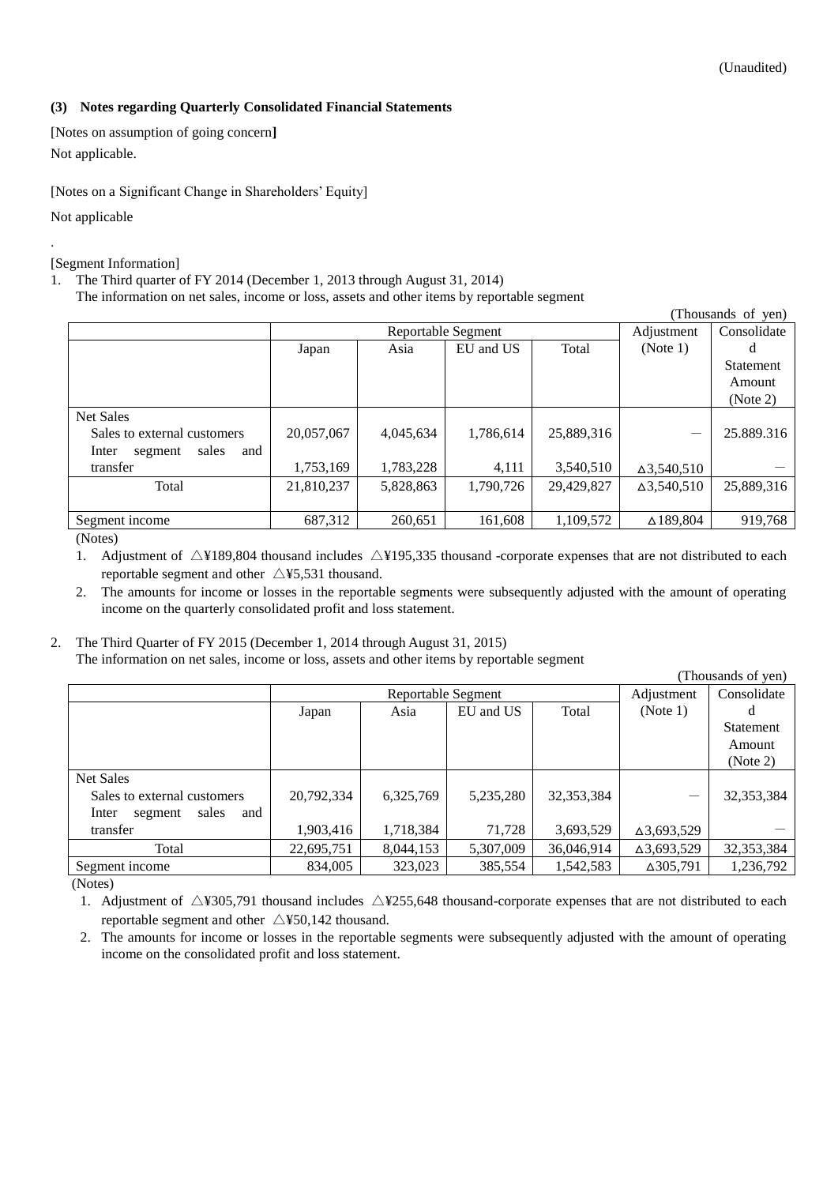(Unaudited)

### (3) Notes regarding Quarterly Consolidated Financial Statements

[Notes on assumption of going concern]

Not applicable.

[Notes on a Significant Change in Shareholders' Equity]

Not applicable

.

[Segment Information]

1. The Third quarter of FY 2014 (December 1, 2013 through August 31, 2014)
   The information on net sales, income or loss, assets and other items by reportable segment

(Thousands of yen)

| | Reportable Segment | | | | Adjustment (Note 1) | Consolidated Statement Amount (Note 2) |
|---|---|---|---|---|---|---|
| | Japan | Asia | EU and US | Total | | |
| Net Sales | | | | | | |
| Sales to external customers | 20,057,067 | 4,045,634 | 1,786,614 | 25,889,316 | — | 25.889.316 |
| Inter segment sales and transfer | 1,753,169 | 1,783,228 | 4,111 | 3,540,510 | △3,540,510 | — |
| Total | 21,810,237 | 5,828,863 | 1,790,726 | 29,429,827 | △3,540,510 | 25,889,316 |
| Segment income | 687,312 | 260,651 | 161,608 | 1,109,572 | △189,804 | 919,768 |

(Notes)

1. Adjustment of △¥189,804 thousand includes △¥195,335 thousand -corporate expenses that are not distributed to each reportable segment and other △¥5,531 thousand.
2. The amounts for income or losses in the reportable segments were subsequently adjusted with the amount of operating income on the quarterly consolidated profit and loss statement.

2. The Third Quarter of FY 2015 (December 1, 2014 through August 31, 2015)
   The information on net sales, income or loss, assets and other items by reportable segment

(Thousands of yen)

| | Reportable Segment | | | | Adjustment (Note 1) | Consolidated Statement Amount (Note 2) |
|---|---|---|---|---|---|---|
| | Japan | Asia | EU and US | Total | | |
| Net Sales | | | | | | |
| Sales to external customers | 20,792,334 | 6,325,769 | 5,235,280 | 32,353,384 | — | 32,353,384 |
| Inter segment sales and transfer | 1,903,416 | 1,718,384 | 71,728 | 3,693,529 | △3,693,529 | — |
| Total | 22,695,751 | 8,044,153 | 5,307,009 | 36,046,914 | △3,693,529 | 32,353,384 |
| Segment income | 834,005 | 323,023 | 385,554 | 1,542,583 | △305,791 | 1,236,792 |

(Notes)

1. Adjustment of △¥305,791 thousand includes △¥255,648 thousand-corporate expenses that are not distributed to each reportable segment and other △¥50,142 thousand.
2. The amounts for income or losses in the reportable segments were subsequently adjusted with the amount of operating income on the consolidated profit and loss statement.